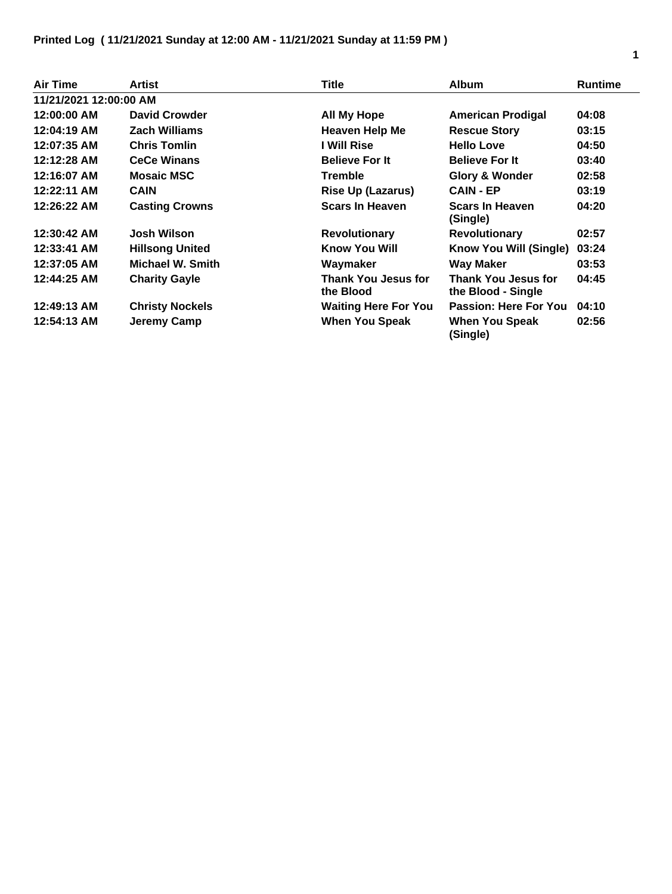**Printed Log ( 11/21/2021 Sunday at 12:00 AM - 11/21/2021 Sunday at 11:59 PM )**

| Air Time | Artist | Title | Album | Runtime |
|---|---|---|---|---|
| 11/21/2021 12:00:00 AM | | | | |
| 12:00:00 AM | David Crowder | All My Hope | American Prodigal | 04:08 |
| 12:04:19 AM | Zach Williams | Heaven Help Me | Rescue Story | 03:15 |
| 12:07:35 AM | Chris Tomlin | I Will Rise | Hello Love | 04:50 |
| 12:12:28 AM | CeCe Winans | Believe For It | Believe For It | 03:40 |
| 12:16:07 AM | Mosaic MSC | Tremble | Glory & Wonder | 02:58 |
| 12:22:11 AM | CAIN | Rise Up (Lazarus) | CAIN - EP | 03:19 |
| 12:26:22 AM | Casting Crowns | Scars In Heaven | Scars In Heaven (Single) | 04:20 |
| 12:30:42 AM | Josh Wilson | Revolutionary | Revolutionary | 02:57 |
| 12:33:41 AM | Hillsong United | Know You Will | Know You Will (Single) | 03:24 |
| 12:37:05 AM | Michael W. Smith | Waymaker | Way Maker | 03:53 |
| 12:44:25 AM | Charity Gayle | Thank You Jesus for the Blood | Thank You Jesus for the Blood - Single | 04:45 |
| 12:49:13 AM | Christy Nockels | Waiting Here For You | Passion: Here For You | 04:10 |
| 12:54:13 AM | Jeremy Camp | When You Speak | When You Speak (Single) | 02:56 |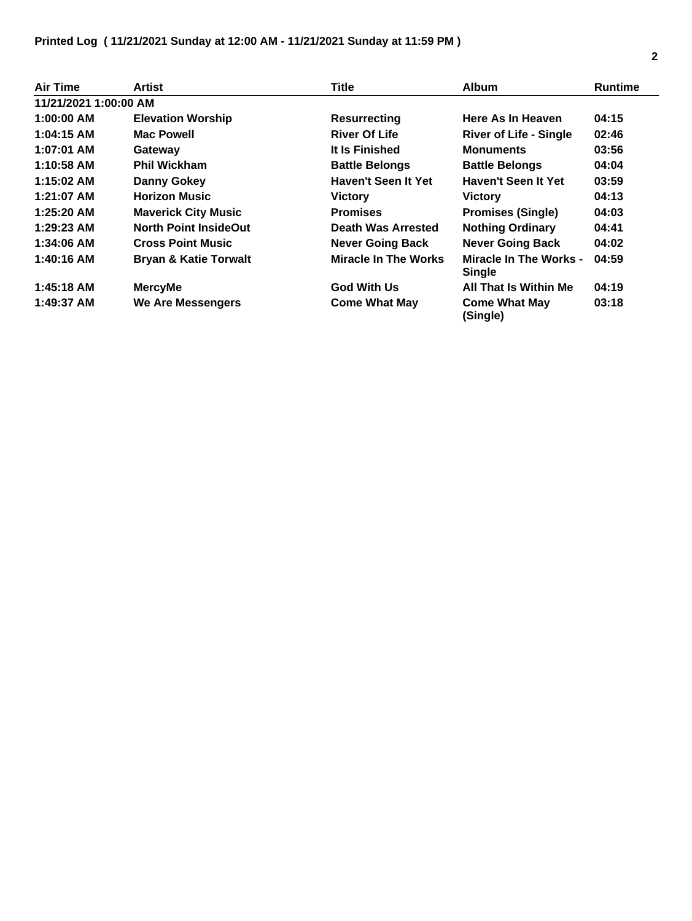**Printed Log ( 11/21/2021 Sunday at 12:00 AM - 11/21/2021 Sunday at 11:59 PM )**

| Air Time | Artist | Title | Album | Runtime |
|---|---|---|---|---|
| 11/21/2021 1:00:00 AM | | | | |
| 1:00:00 AM | Elevation Worship | Resurrecting | Here As In Heaven | 04:15 |
| 1:04:15 AM | Mac Powell | River Of Life | River of Life - Single | 02:46 |
| 1:07:01 AM | Gateway | It Is Finished | Monuments | 03:56 |
| 1:10:58 AM | Phil Wickham | Battle Belongs | Battle Belongs | 04:04 |
| 1:15:02 AM | Danny Gokey | Haven't Seen It Yet | Haven't Seen It Yet | 03:59 |
| 1:21:07 AM | Horizon Music | Victory | Victory | 04:13 |
| 1:25:20 AM | Maverick City Music | Promises | Promises (Single) | 04:03 |
| 1:29:23 AM | North Point InsideOut | Death Was Arrested | Nothing Ordinary | 04:41 |
| 1:34:06 AM | Cross Point Music | Never Going Back | Never Going Back | 04:02 |
| 1:40:16 AM | Bryan & Katie Torwalt | Miracle In The Works | Miracle In The Works - Single | 04:59 |
| 1:45:18 AM | MercyMe | God With Us | All That Is Within Me | 04:19 |
| 1:49:37 AM | We Are Messengers | Come What May | Come What May (Single) | 03:18 |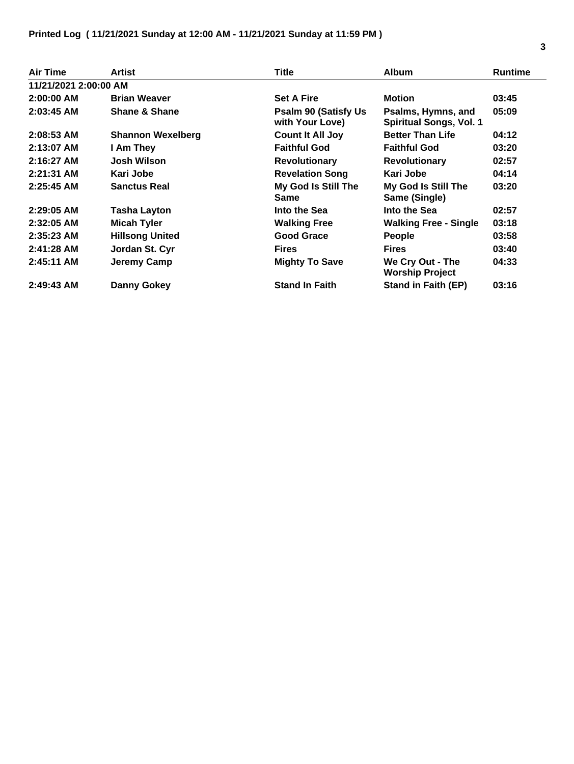**Printed Log ( 11/21/2021 Sunday at 12:00 AM - 11/21/2021 Sunday at 11:59 PM )**

| Air Time | Artist | Title | Album | Runtime |
|---|---|---|---|---|
| **11/21/2021 2:00:00 AM** | | | | |
| 2:00:00 AM | Brian Weaver | Set A Fire | Motion | 03:45 |
| 2:03:45 AM | Shane & Shane | Psalm 90 (Satisfy Us with Your Love) | Psalms, Hymns, and Spiritual Songs, Vol. 1 | 05:09 |
| 2:08:53 AM | Shannon Wexelberg | Count It All Joy | Better Than Life | 04:12 |
| 2:13:07 AM | I Am They | Faithful God | Faithful God | 03:20 |
| 2:16:27 AM | Josh Wilson | Revolutionary | Revolutionary | 02:57 |
| 2:21:31 AM | Kari Jobe | Revelation Song | Kari Jobe | 04:14 |
| 2:25:45 AM | Sanctus Real | My God Is Still The Same | My God Is Still The Same (Single) | 03:20 |
| 2:29:05 AM | Tasha Layton | Into the Sea | Into the Sea | 02:57 |
| 2:32:05 AM | Micah Tyler | Walking Free | Walking Free - Single | 03:18 |
| 2:35:23 AM | Hillsong United | Good Grace | People | 03:58 |
| 2:41:28 AM | Jordan St. Cyr | Fires | Fires | 03:40 |
| 2:45:11 AM | Jeremy Camp | Mighty To Save | We Cry Out - The Worship Project | 04:33 |
| 2:49:43 AM | Danny Gokey | Stand In Faith | Stand in Faith (EP) | 03:16 |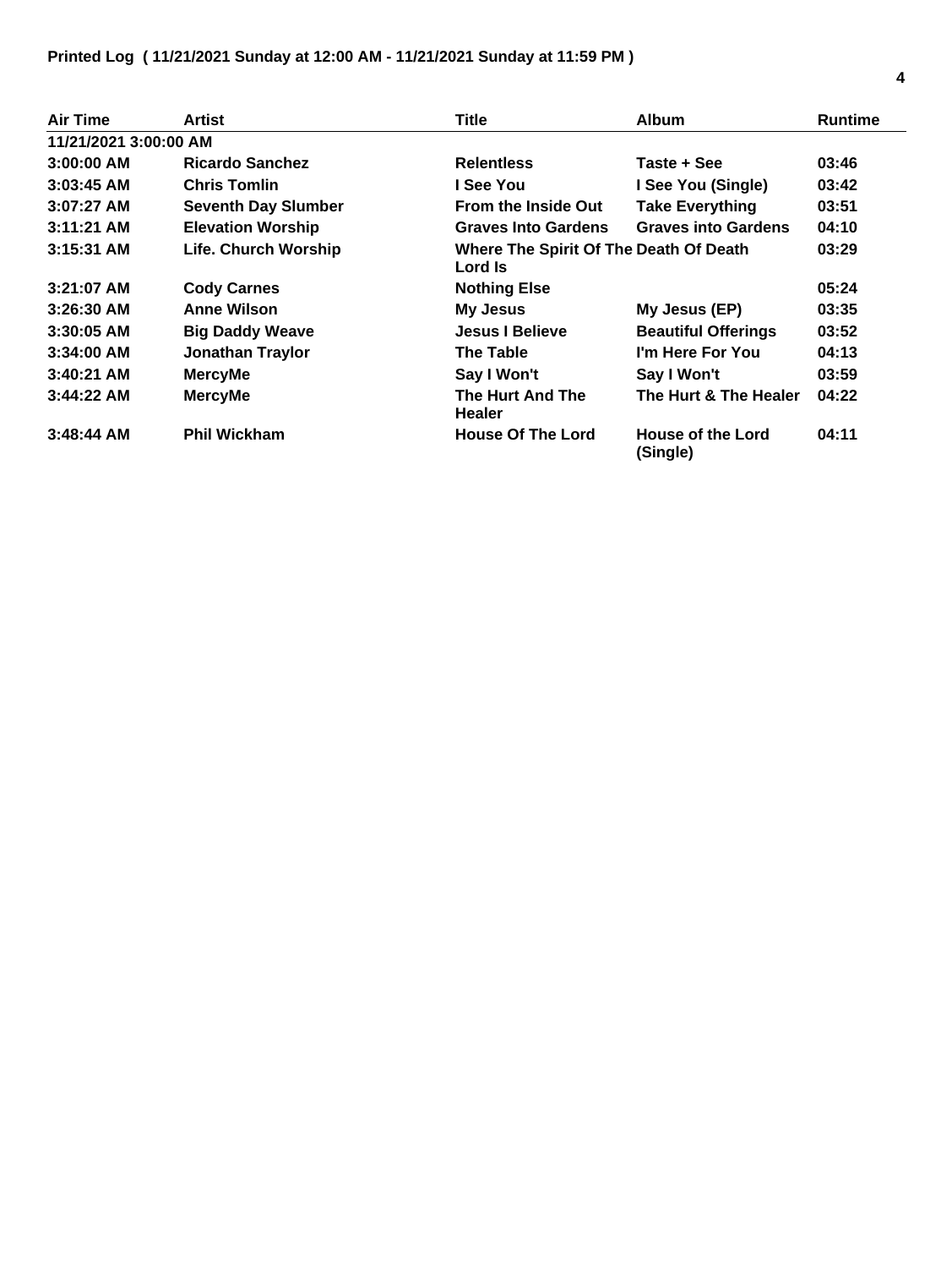**Printed Log ( 11/21/2021 Sunday at 12:00 AM - 11/21/2021 Sunday at 11:59 PM )**

| Air Time | Artist | Title | Album | Runtime |
|---|---|---|---|---|
| 11/21/2021 3:00:00 AM | | | | |
| 3:00:00 AM | Ricardo Sanchez | Relentless | Taste + See | 03:46 |
| 3:03:45 AM | Chris Tomlin | I See You | I See You (Single) | 03:42 |
| 3:07:27 AM | Seventh Day Slumber | From the Inside Out | Take Everything | 03:51 |
| 3:11:21 AM | Elevation Worship | Graves Into Gardens | Graves into Gardens | 04:10 |
| 3:15:31 AM | Life. Church Worship | Where The Spirit Of The Lord Is | Death Of Death | 03:29 |
| 3:21:07 AM | Cody Carnes | Nothing Else | | 05:24 |
| 3:26:30 AM | Anne Wilson | My Jesus | My Jesus (EP) | 03:35 |
| 3:30:05 AM | Big Daddy Weave | Jesus I Believe | Beautiful Offerings | 03:52 |
| 3:34:00 AM | Jonathan Traylor | The Table | I'm Here For You | 04:13 |
| 3:40:21 AM | MercyMe | Say I Won't | Say I Won't | 03:59 |
| 3:44:22 AM | MercyMe | The Hurt And The Healer | The Hurt & The Healer | 04:22 |
| 3:48:44 AM | Phil Wickham | House Of The Lord | House of the Lord (Single) | 04:11 |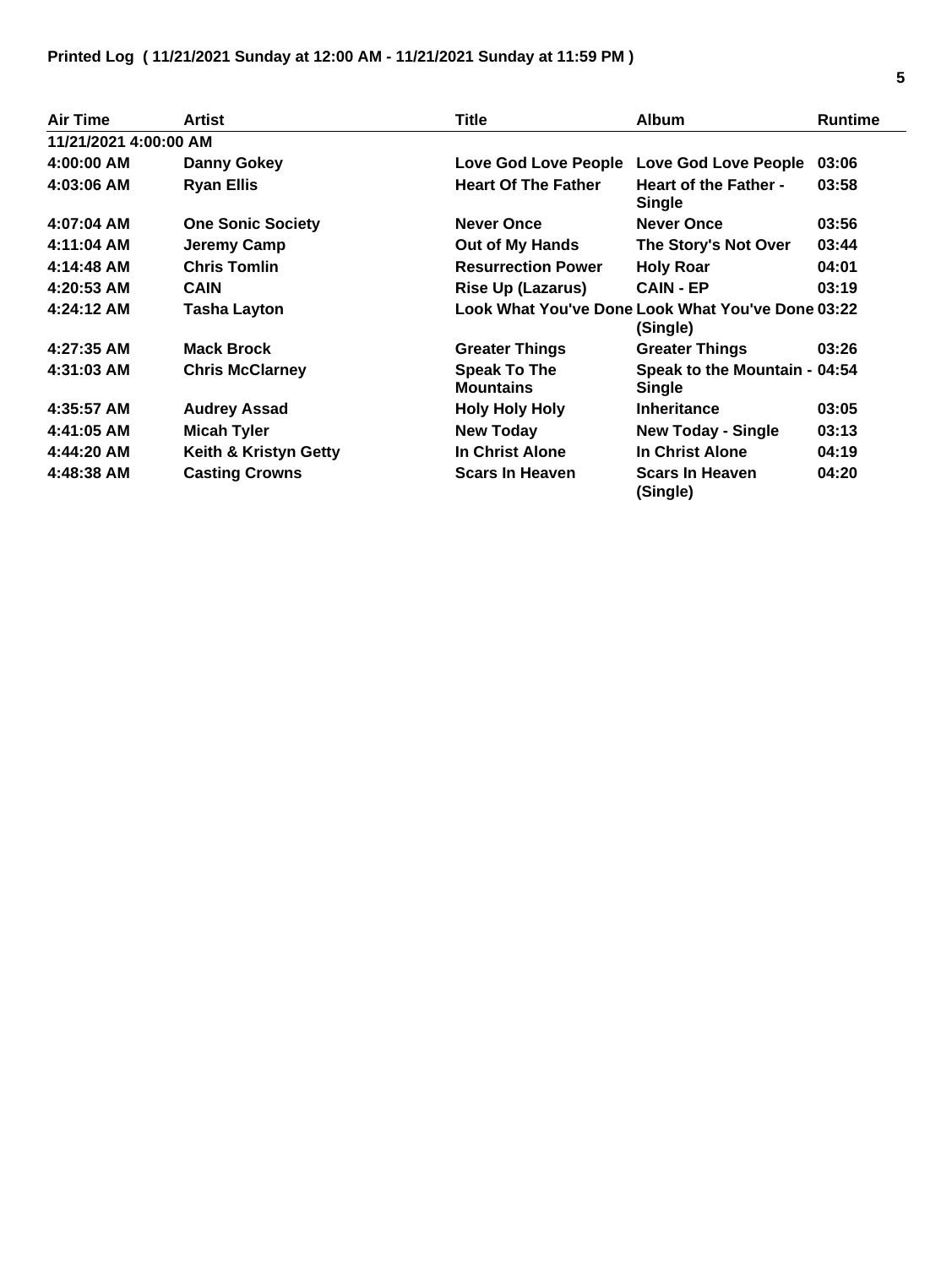**Printed Log ( 11/21/2021 Sunday at 12:00 AM - 11/21/2021 Sunday at 11:59 PM )**

| Air Time | Artist | Title | Album | Runtime |
|---|---|---|---|---|
| **11/21/2021 4:00:00 AM** | | | | |
| 4:00:00 AM | Danny Gokey | Love God Love People | Love God Love People | 03:06 |
| 4:03:06 AM | Ryan Ellis | Heart Of The Father | Heart of the Father - Single | 03:58 |
| 4:07:04 AM | One Sonic Society | Never Once | Never Once | 03:56 |
| 4:11:04 AM | Jeremy Camp | Out of My Hands | The Story's Not Over | 03:44 |
| 4:14:48 AM | Chris Tomlin | Resurrection Power | Holy Roar | 04:01 |
| 4:20:53 AM | CAIN | Rise Up (Lazarus) | CAIN - EP | 03:19 |
| 4:24:12 AM | Tasha Layton | Look What You've Done | Look What You've Done (Single) | 03:22 |
| 4:27:35 AM | Mack Brock | Greater Things | Greater Things | 03:26 |
| 4:31:03 AM | Chris McClarney | Speak To The Mountains | Speak to the Mountain - Single | 04:54 |
| 4:35:57 AM | Audrey Assad | Holy Holy Holy | Inheritance | 03:05 |
| 4:41:05 AM | Micah Tyler | New Today | New Today - Single | 03:13 |
| 4:44:20 AM | Keith & Kristyn Getty | In Christ Alone | In Christ Alone | 04:19 |
| 4:48:38 AM | Casting Crowns | Scars In Heaven | Scars In Heaven (Single) | 04:20 |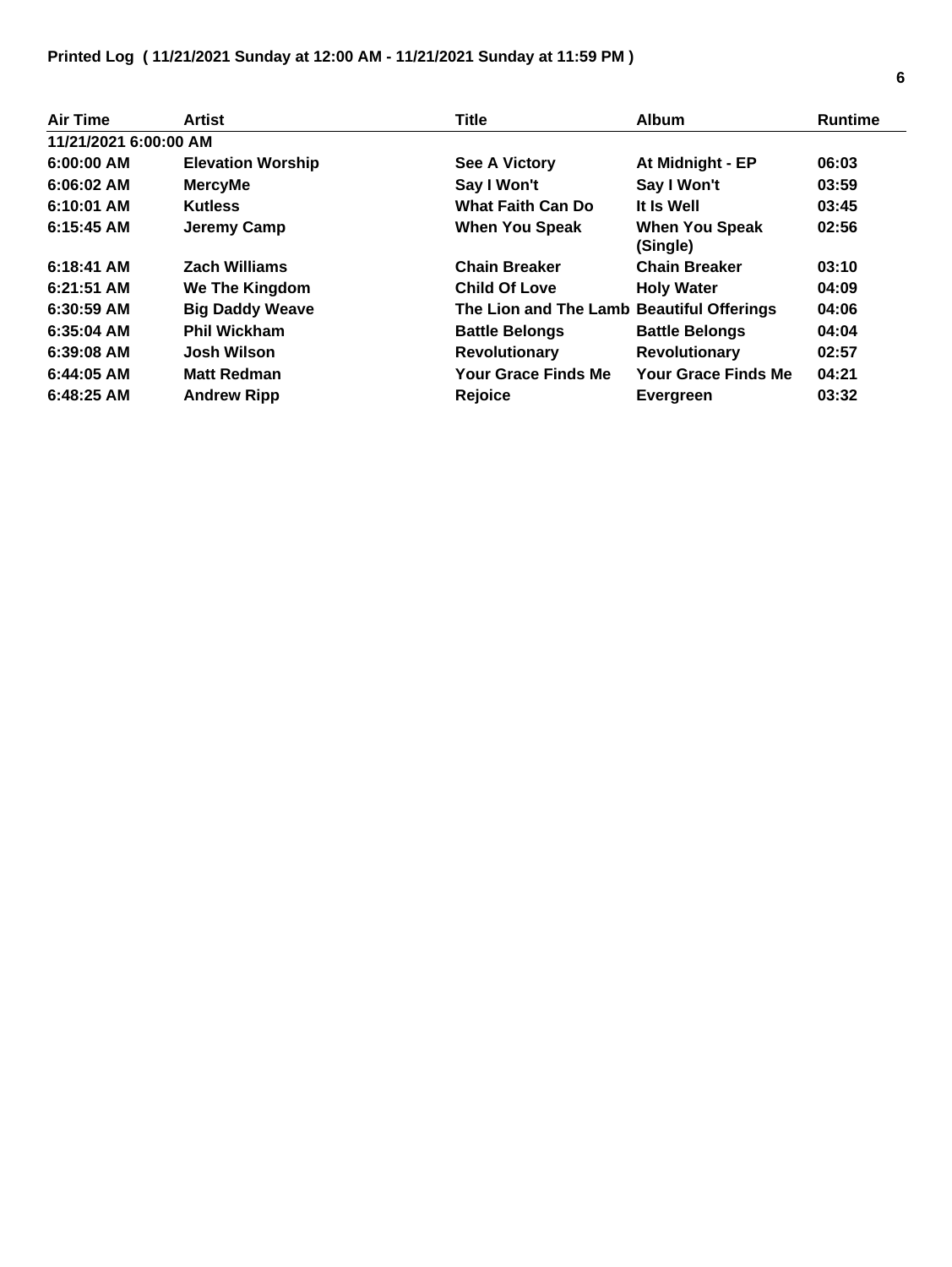**Printed Log ( 11/21/2021 Sunday at 12:00 AM - 11/21/2021 Sunday at 11:59 PM )**

| Air Time | Artist | Title | Album | Runtime |
|---|---|---|---|---|
| 11/21/2021 6:00:00 AM | | | | |
| 6:00:00 AM | Elevation Worship | See A Victory | At Midnight - EP | 06:03 |
| 6:06:02 AM | MercyMe | Say I Won't | Say I Won't | 03:59 |
| 6:10:01 AM | Kutless | What Faith Can Do | It Is Well | 03:45 |
| 6:15:45 AM | Jeremy Camp | When You Speak | When You Speak (Single) | 02:56 |
| 6:18:41 AM | Zach Williams | Chain Breaker | Chain Breaker | 03:10 |
| 6:21:51 AM | We The Kingdom | Child Of Love | Holy Water | 04:09 |
| 6:30:59 AM | Big Daddy Weave | The Lion and The Lamb | Beautiful Offerings | 04:06 |
| 6:35:04 AM | Phil Wickham | Battle Belongs | Battle Belongs | 04:04 |
| 6:39:08 AM | Josh Wilson | Revolutionary | Revolutionary | 02:57 |
| 6:44:05 AM | Matt Redman | Your Grace Finds Me | Your Grace Finds Me | 04:21 |
| 6:48:25 AM | Andrew Ripp | Rejoice | Evergreen | 03:32 |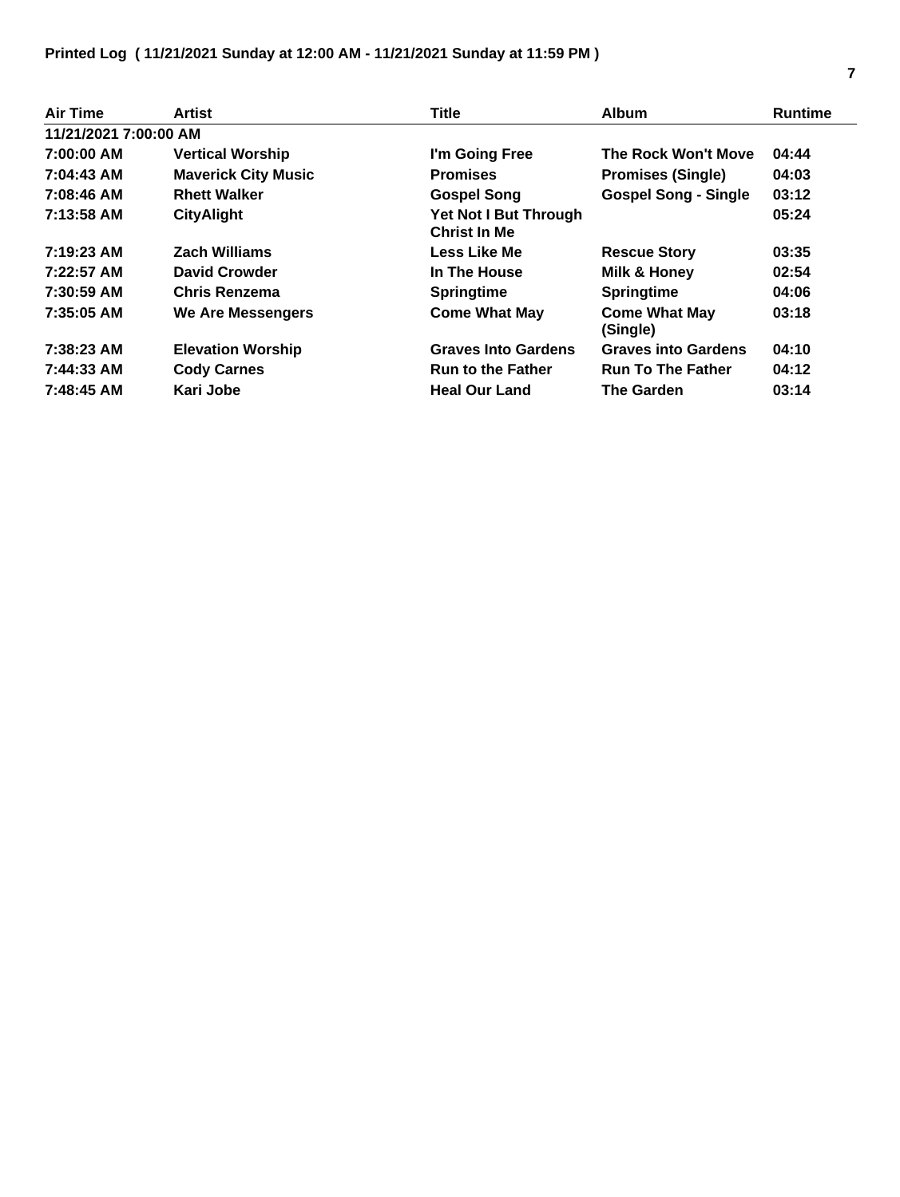**Printed Log ( 11/21/2021 Sunday at 12:00 AM - 11/21/2021 Sunday at 11:59 PM )**

| Air Time | Artist | Title | Album | Runtime |
|---|---|---|---|---|
| **11/21/2021 7:00:00 AM** | | | | |
| 7:00:00 AM | Vertical Worship | I'm Going Free | The Rock Won't Move | 04:44 |
| 7:04:43 AM | Maverick City Music | Promises | Promises (Single) | 04:03 |
| 7:08:46 AM | Rhett Walker | Gospel Song | Gospel Song - Single | 03:12 |
| 7:13:58 AM | CityAlight | Yet Not I But Through Christ In Me | | 05:24 |
| 7:19:23 AM | Zach Williams | Less Like Me | Rescue Story | 03:35 |
| 7:22:57 AM | David Crowder | In The House | Milk & Honey | 02:54 |
| 7:30:59 AM | Chris Renzema | Springtime | Springtime | 04:06 |
| 7:35:05 AM | We Are Messengers | Come What May | Come What May (Single) | 03:18 |
| 7:38:23 AM | Elevation Worship | Graves Into Gardens | Graves into Gardens | 04:10 |
| 7:44:33 AM | Cody Carnes | Run to the Father | Run To The Father | 04:12 |
| 7:48:45 AM | Kari Jobe | Heal Our Land | The Garden | 03:14 |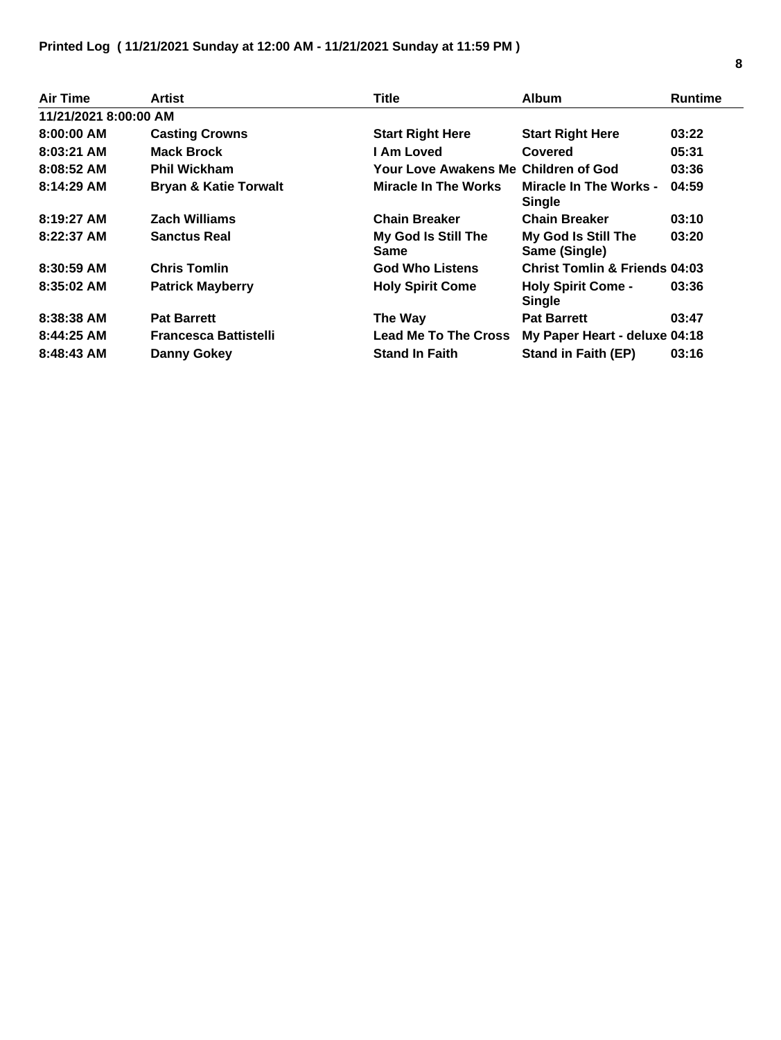**Printed Log ( 11/21/2021 Sunday at 12:00 AM - 11/21/2021 Sunday at 11:59 PM )**

| Air Time | Artist | Title | Album | Runtime |
|---|---|---|---|---|
| 11/21/2021 8:00:00 AM | | | | |
| 8:00:00 AM | Casting Crowns | Start Right Here | Start Right Here | 03:22 |
| 8:03:21 AM | Mack Brock | I Am Loved | Covered | 05:31 |
| 8:08:52 AM | Phil Wickham | Your Love Awakens Me | Children of God | 03:36 |
| 8:14:29 AM | Bryan & Katie Torwalt | Miracle In The Works | Miracle In The Works - Single | 04:59 |
| 8:19:27 AM | Zach Williams | Chain Breaker | Chain Breaker | 03:10 |
| 8:22:37 AM | Sanctus Real | My God Is Still The Same | My God Is Still The Same (Single) | 03:20 |
| 8:30:59 AM | Chris Tomlin | God Who Listens | Christ Tomlin & Friends | 04:03 |
| 8:35:02 AM | Patrick Mayberry | Holy Spirit Come | Holy Spirit Come - Single | 03:36 |
| 8:38:38 AM | Pat Barrett | The Way | Pat Barrett | 03:47 |
| 8:44:25 AM | Francesca Battistelli | Lead Me To The Cross | My Paper Heart - deluxe | 04:18 |
| 8:48:43 AM | Danny Gokey | Stand In Faith | Stand in Faith (EP) | 03:16 |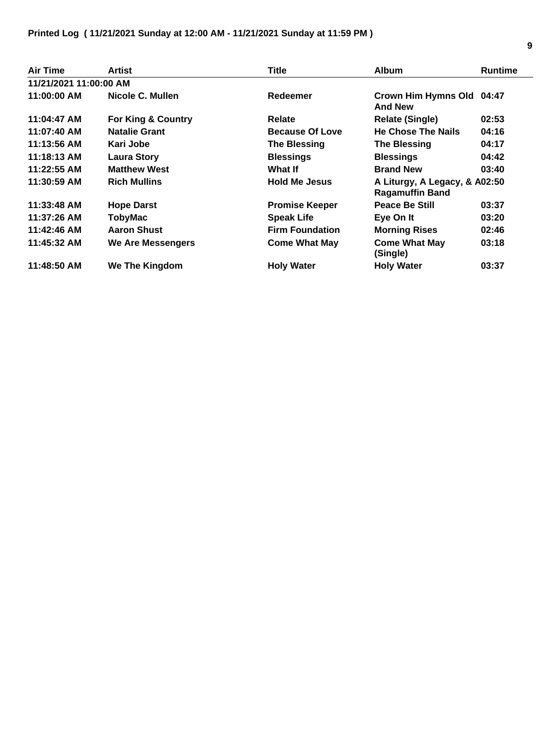**Printed Log ( 11/21/2021 Sunday at 12:00 AM - 11/21/2021 Sunday at 11:59 PM )**

| Air Time | Artist | Title | Album | Runtime |
|---|---|---|---|---|
| **11/21/2021 11:00:00 AM** | | | | |
| 11:00:00 AM | Nicole C. Mullen | Redeemer | Crown Him Hymns Old And New | 04:47 |
| 11:04:47 AM | For King & Country | Relate | Relate (Single) | 02:53 |
| 11:07:40 AM | Natalie Grant | Because Of Love | He Chose The Nails | 04:16 |
| 11:13:56 AM | Kari Jobe | The Blessing | The Blessing | 04:17 |
| 11:18:13 AM | Laura Story | Blessings | Blessings | 04:42 |
| 11:22:55 AM | Matthew West | What If | Brand New | 03:40 |
| 11:30:59 AM | Rich Mullins | Hold Me Jesus | A Liturgy, A Legacy, & A Ragamuffin Band | 02:50 |
| 11:33:48 AM | Hope Darst | Promise Keeper | Peace Be Still | 03:37 |
| 11:37:26 AM | TobyMac | Speak Life | Eye On It | 03:20 |
| 11:42:46 AM | Aaron Shust | Firm Foundation | Morning Rises | 02:46 |
| 11:45:32 AM | We Are Messengers | Come What May | Come What May (Single) | 03:18 |
| 11:48:50 AM | We The Kingdom | Holy Water | Holy Water | 03:37 |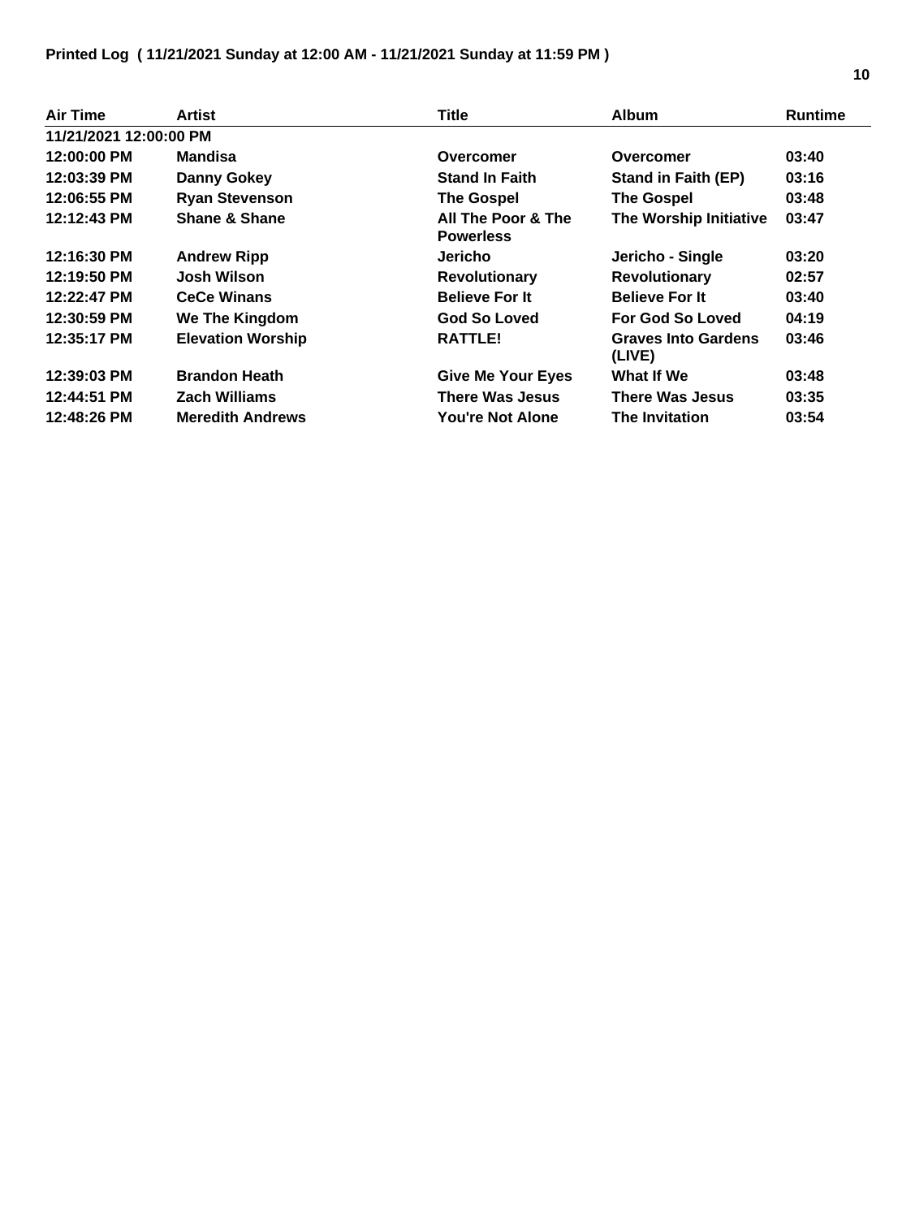**Printed Log ( 11/21/2021 Sunday at 12:00 AM - 11/21/2021 Sunday at 11:59 PM )**

| Air Time | Artist | Title | Album | Runtime |
|---|---|---|---|---|
| **11/21/2021 12:00:00 PM** | | | | |
| **12:00:00 PM** | **Mandisa** | **Overcomer** | **Overcomer** | **03:40** |
| **12:03:39 PM** | **Danny Gokey** | **Stand In Faith** | **Stand in Faith (EP)** | **03:16** |
| **12:06:55 PM** | **Ryan Stevenson** | **The Gospel** | **The Gospel** | **03:48** |
| **12:12:43 PM** | **Shane & Shane** | **All The Poor & The Powerless** | **The Worship Initiative** | **03:47** |
| **12:16:30 PM** | **Andrew Ripp** | **Jericho** | **Jericho - Single** | **03:20** |
| **12:19:50 PM** | **Josh Wilson** | **Revolutionary** | **Revolutionary** | **02:57** |
| **12:22:47 PM** | **CeCe Winans** | **Believe For It** | **Believe For It** | **03:40** |
| **12:30:59 PM** | **We The Kingdom** | **God So Loved** | **For God So Loved** | **04:19** |
| **12:35:17 PM** | **Elevation Worship** | **RATTLE!** | **Graves Into Gardens (LIVE)** | **03:46** |
| **12:39:03 PM** | **Brandon Heath** | **Give Me Your Eyes** | **What If We** | **03:48** |
| **12:44:51 PM** | **Zach Williams** | **There Was Jesus** | **There Was Jesus** | **03:35** |
| **12:48:26 PM** | **Meredith Andrews** | **You're Not Alone** | **The Invitation** | **03:54** |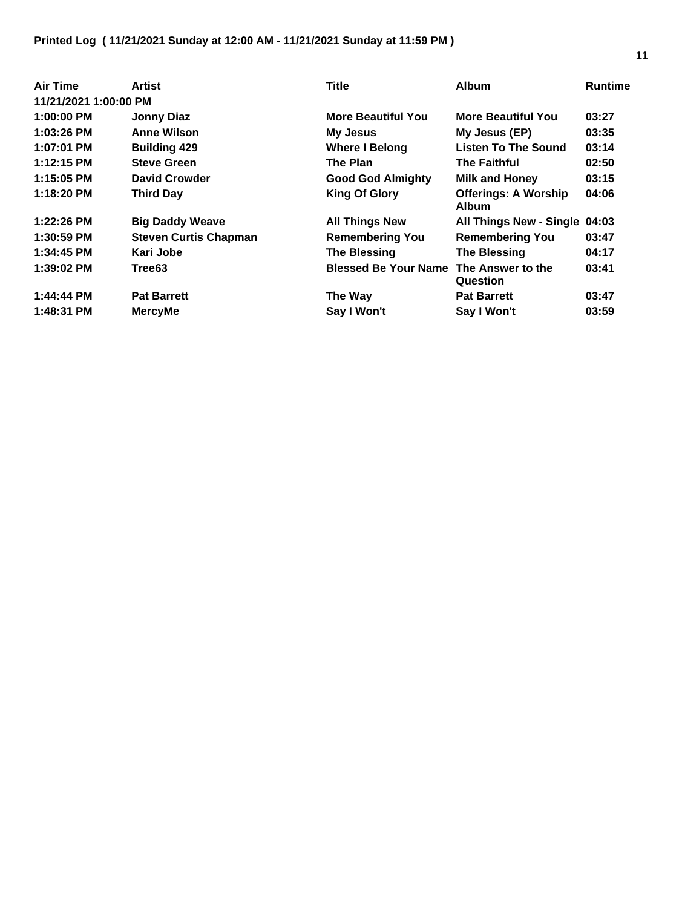**Printed Log ( 11/21/2021 Sunday at 12:00 AM - 11/21/2021 Sunday at 11:59 PM )**

| Air Time | Artist | Title | Album | Runtime |
|---|---|---|---|---|
| 11/21/2021 1:00:00 PM | | | | |
| 1:00:00 PM | Jonny Diaz | More Beautiful You | More Beautiful You | 03:27 |
| 1:03:26 PM | Anne Wilson | My Jesus | My Jesus (EP) | 03:35 |
| 1:07:01 PM | Building 429 | Where I Belong | Listen To The Sound | 03:14 |
| 1:12:15 PM | Steve Green | The Plan | The Faithful | 02:50 |
| 1:15:05 PM | David Crowder | Good God Almighty | Milk and Honey | 03:15 |
| 1:18:20 PM | Third Day | King Of Glory | Offerings: A Worship Album | 04:06 |
| 1:22:26 PM | Big Daddy Weave | All Things New | All Things New - Single | 04:03 |
| 1:30:59 PM | Steven Curtis Chapman | Remembering You | Remembering You | 03:47 |
| 1:34:45 PM | Kari Jobe | The Blessing | The Blessing | 04:17 |
| 1:39:02 PM | Tree63 | Blessed Be Your Name | The Answer to the Question | 03:41 |
| 1:44:44 PM | Pat Barrett | The Way | Pat Barrett | 03:47 |
| 1:48:31 PM | MercyMe | Say I Won't | Say I Won't | 03:59 |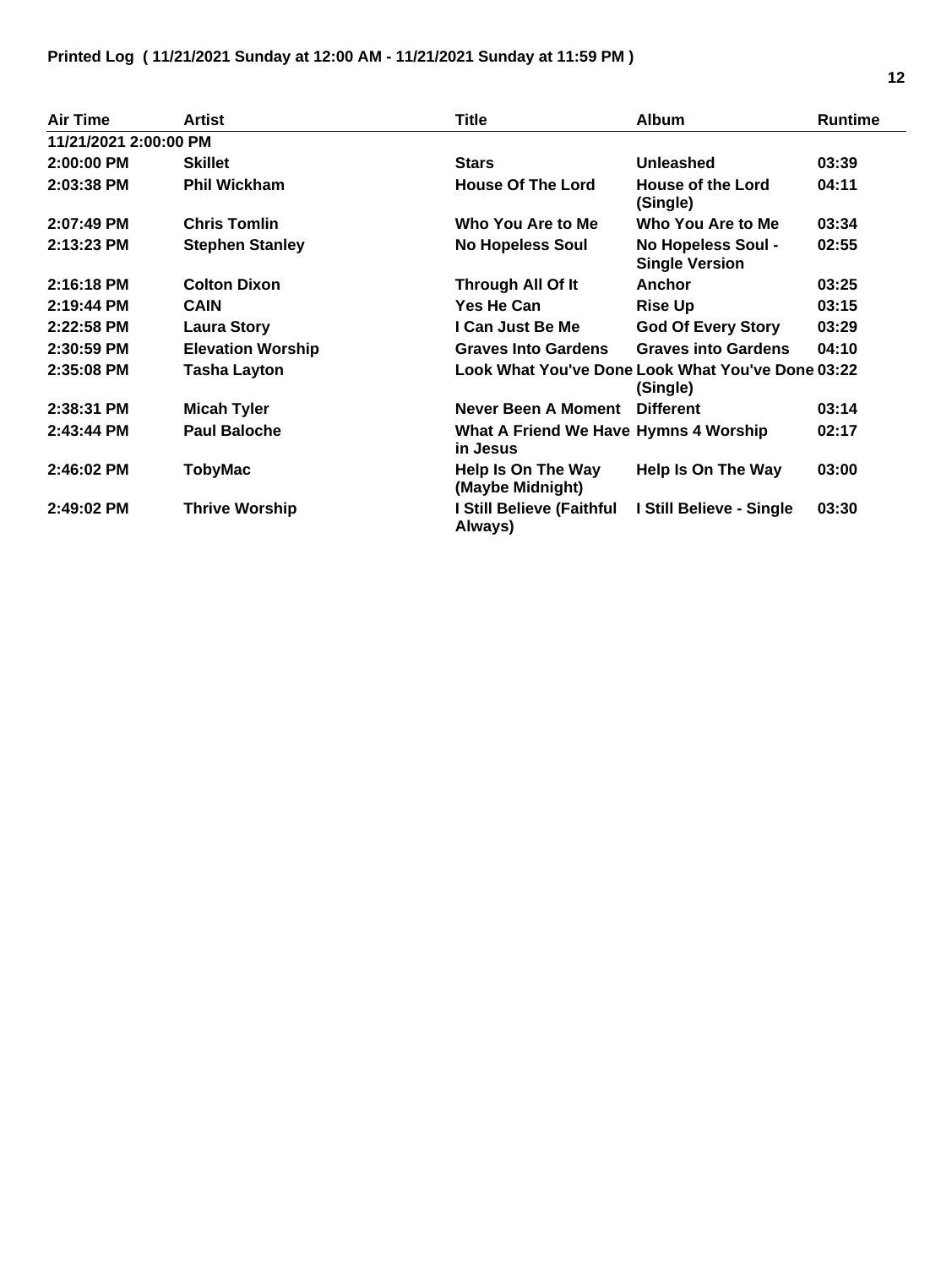**Printed Log ( 11/21/2021 Sunday at 12:00 AM - 11/21/2021 Sunday at 11:59 PM )**

| Air Time | Artist | Title | Album | Runtime |
|---|---|---|---|---|
| 11/21/2021 2:00:00 PM | | | | |
| 2:00:00 PM | Skillet | Stars | Unleashed | 03:39 |
| 2:03:38 PM | Phil Wickham | House Of The Lord | House of the Lord (Single) | 04:11 |
| 2:07:49 PM | Chris Tomlin | Who You Are to Me | Who You Are to Me | 03:34 |
| 2:13:23 PM | Stephen Stanley | No Hopeless Soul | No Hopeless Soul - Single Version | 02:55 |
| 2:16:18 PM | Colton Dixon | Through All Of It | Anchor | 03:25 |
| 2:19:44 PM | CAIN | Yes He Can | Rise Up | 03:15 |
| 2:22:58 PM | Laura Story | I Can Just Be Me | God Of Every Story | 03:29 |
| 2:30:59 PM | Elevation Worship | Graves Into Gardens | Graves into Gardens | 04:10 |
| 2:35:08 PM | Tasha Layton | Look What You've Done | Look What You've Done (Single) | 03:22 |
| 2:38:31 PM | Micah Tyler | Never Been A Moment | Different | 03:14 |
| 2:43:44 PM | Paul Baloche | What A Friend We Have in Jesus | Hymns 4 Worship | 02:17 |
| 2:46:02 PM | TobyMac | Help Is On The Way (Maybe Midnight) | Help Is On The Way | 03:00 |
| 2:49:02 PM | Thrive Worship | I Still Believe (Faithful Always) | I Still Believe - Single | 03:30 |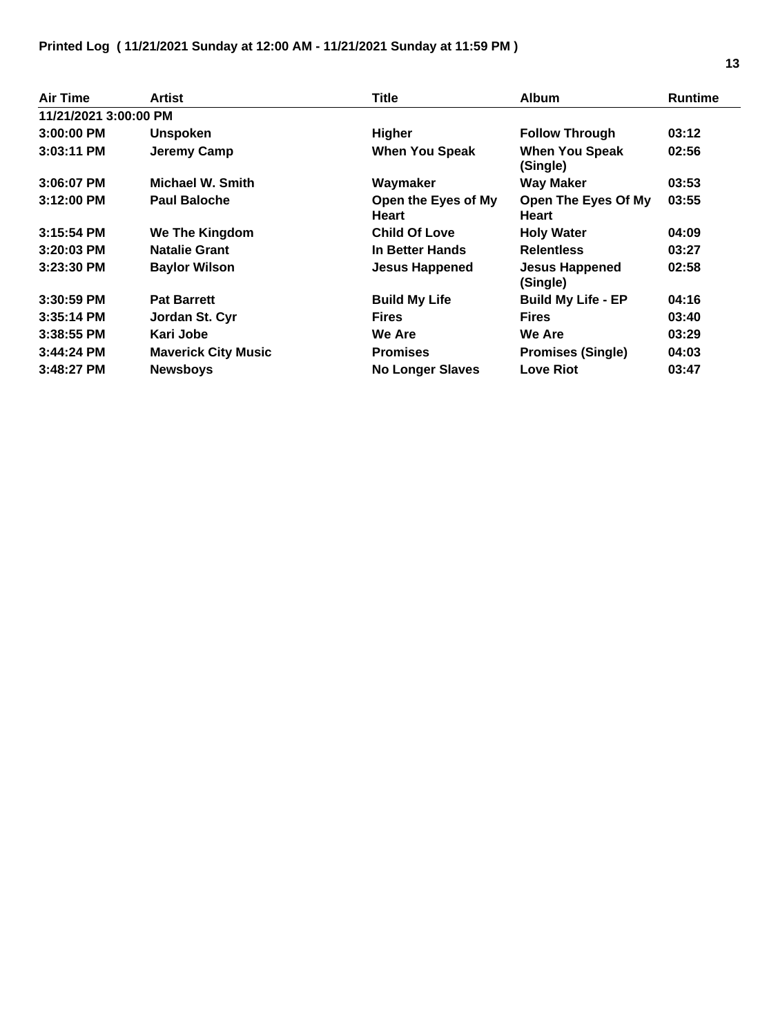**Printed Log ( 11/21/2021 Sunday at 12:00 AM - 11/21/2021 Sunday at 11:59 PM )**

| Air Time | Artist | Title | Album | Runtime |
|---|---|---|---|---|
| 11/21/2021 3:00:00 PM | | | | |
| 3:00:00 PM | Unspoken | Higher | Follow Through | 03:12 |
| 3:03:11 PM | Jeremy Camp | When You Speak | When You Speak (Single) | 02:56 |
| 3:06:07 PM | Michael W. Smith | Waymaker | Way Maker | 03:53 |
| 3:12:00 PM | Paul Baloche | Open the Eyes of My Heart | Open The Eyes Of My Heart | 03:55 |
| 3:15:54 PM | We The Kingdom | Child Of Love | Holy Water | 04:09 |
| 3:20:03 PM | Natalie Grant | In Better Hands | Relentless | 03:27 |
| 3:23:30 PM | Baylor Wilson | Jesus Happened | Jesus Happened (Single) | 02:58 |
| 3:30:59 PM | Pat Barrett | Build My Life | Build My Life - EP | 04:16 |
| 3:35:14 PM | Jordan St. Cyr | Fires | Fires | 03:40 |
| 3:38:55 PM | Kari Jobe | We Are | We Are | 03:29 |
| 3:44:24 PM | Maverick City Music | Promises | Promises (Single) | 04:03 |
| 3:48:27 PM | Newsboys | No Longer Slaves | Love Riot | 03:47 |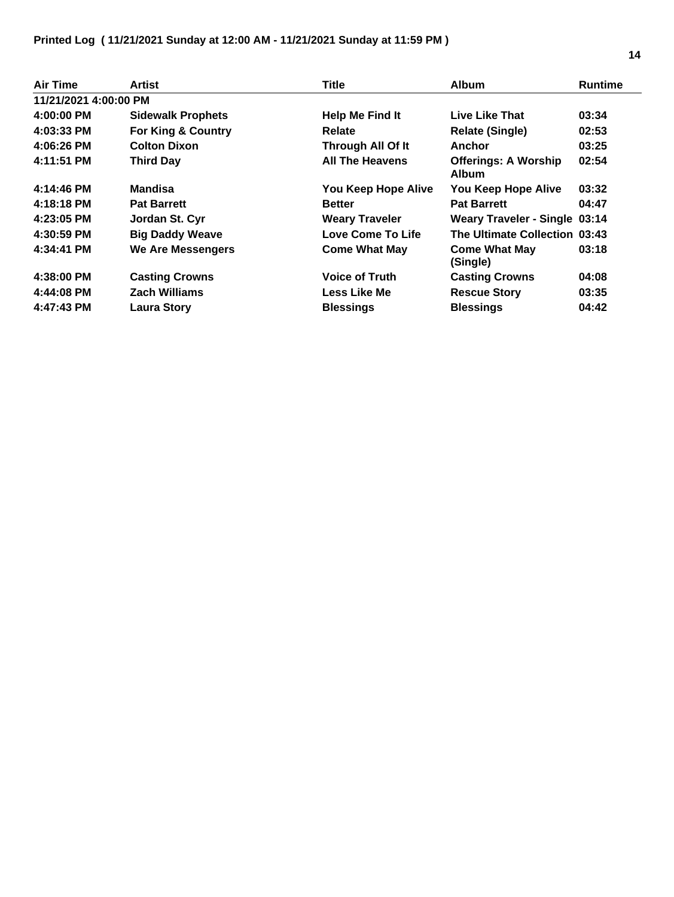**Printed Log ( 11/21/2021 Sunday at 12:00 AM - 11/21/2021 Sunday at 11:59 PM )**

| Air Time | Artist | Title | Album | Runtime |
|---|---|---|---|---|
| 11/21/2021 4:00:00 PM | | | | |
| 4:00:00 PM | Sidewalk Prophets | Help Me Find It | Live Like That | 03:34 |
| 4:03:33 PM | For King & Country | Relate | Relate (Single) | 02:53 |
| 4:06:26 PM | Colton Dixon | Through All Of It | Anchor | 03:25 |
| 4:11:51 PM | Third Day | All The Heavens | Offerings: A Worship Album | 02:54 |
| 4:14:46 PM | Mandisa | You Keep Hope Alive | You Keep Hope Alive | 03:32 |
| 4:18:18 PM | Pat Barrett | Better | Pat Barrett | 04:47 |
| 4:23:05 PM | Jordan St. Cyr | Weary Traveler | Weary Traveler - Single | 03:14 |
| 4:30:59 PM | Big Daddy Weave | Love Come To Life | The Ultimate Collection | 03:43 |
| 4:34:41 PM | We Are Messengers | Come What May | Come What May (Single) | 03:18 |
| 4:38:00 PM | Casting Crowns | Voice of Truth | Casting Crowns | 04:08 |
| 4:44:08 PM | Zach Williams | Less Like Me | Rescue Story | 03:35 |
| 4:47:43 PM | Laura Story | Blessings | Blessings | 04:42 |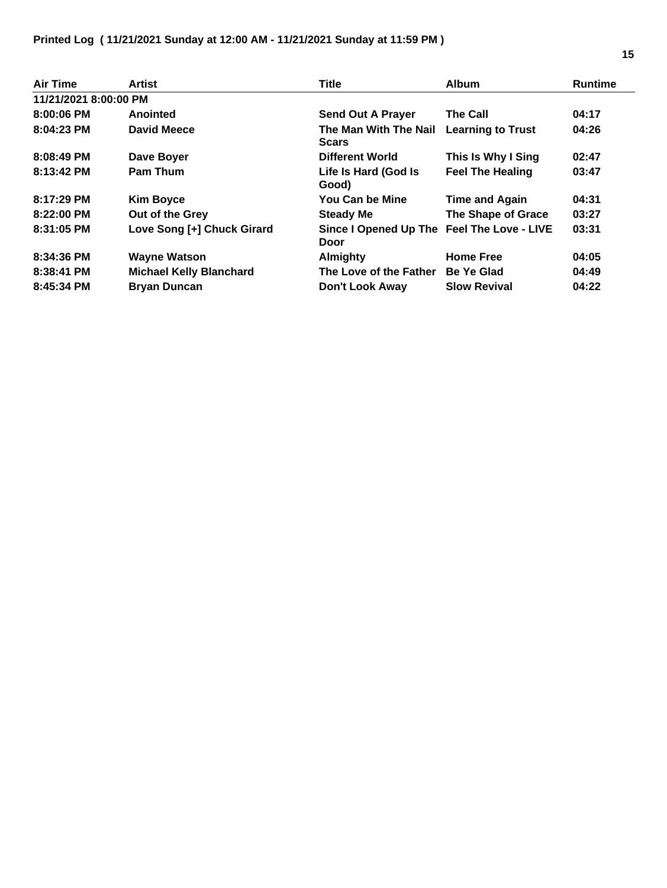**Printed Log ( 11/21/2021 Sunday at 12:00 AM - 11/21/2021 Sunday at 11:59 PM )**

| Air Time | Artist | Title | Album | Runtime |
|---|---|---|---|---|
| **11/21/2021 8:00:00 PM** | | | | |
| **8:00:06 PM** | **Anointed** | **Send Out A Prayer** | **The Call** | **04:17** |
| **8:04:23 PM** | **David Meece** | **The Man With The Nail Scars** | **Learning to Trust** | **04:26** |
| **8:08:49 PM** | **Dave Boyer** | **Different World** | **This Is Why I Sing** | **02:47** |
| **8:13:42 PM** | **Pam Thum** | **Life Is Hard (God Is Good)** | **Feel The Healing** | **03:47** |
| **8:17:29 PM** | **Kim Boyce** | **You Can be Mine** | **Time and Again** | **04:31** |
| **8:22:00 PM** | **Out of the Grey** | **Steady Me** | **The Shape of Grace** | **03:27** |
| **8:31:05 PM** | **Love Song [+] Chuck Girard** | **Since I Opened Up The Door** | **Feel The Love - LIVE** | **03:31** |
| **8:34:36 PM** | **Wayne Watson** | **Almighty** | **Home Free** | **04:05** |
| **8:38:41 PM** | **Michael Kelly Blanchard** | **The Love of the Father** | **Be Ye Glad** | **04:49** |
| **8:45:34 PM** | **Bryan Duncan** | **Don't Look Away** | **Slow Revival** | **04:22** |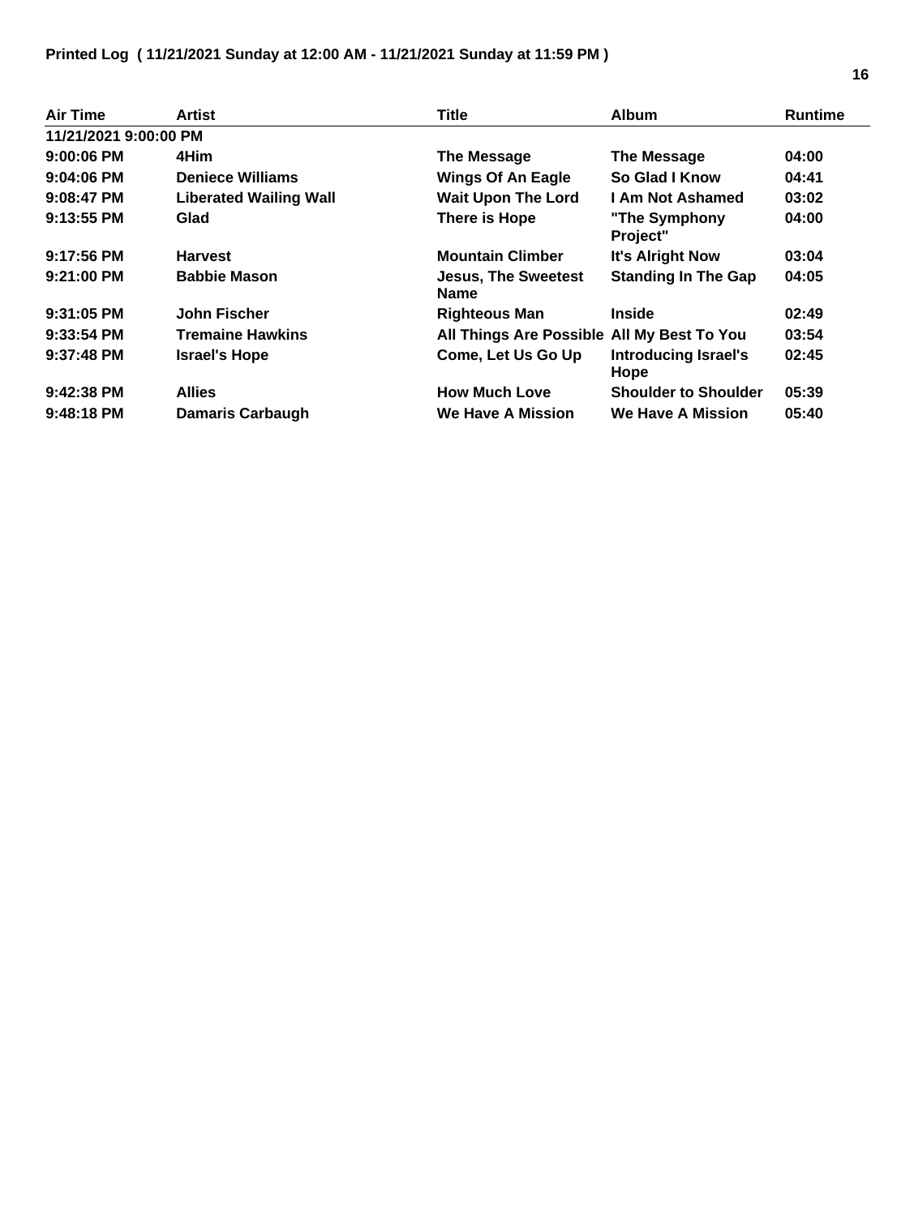**Printed Log ( 11/21/2021 Sunday at 12:00 AM - 11/21/2021 Sunday at 11:59 PM )**

| Air Time | Artist | Title | Album | Runtime |
|---|---|---|---|---|
| **11/21/2021 9:00:00 PM** | | | | |
| **9:00:06 PM** | **4Him** | **The Message** | **The Message** | **04:00** |
| **9:04:06 PM** | **Deniece Williams** | **Wings Of An Eagle** | **So Glad I Know** | **04:41** |
| **9:08:47 PM** | **Liberated Wailing Wall** | **Wait Upon The Lord** | **I Am Not Ashamed** | **03:02** |
| **9:13:55 PM** | **Glad** | **There is Hope** | **"The Symphony Project"** | **04:00** |
| **9:17:56 PM** | **Harvest** | **Mountain Climber** | **It's Alright Now** | **03:04** |
| **9:21:00 PM** | **Babbie Mason** | **Jesus, The Sweetest Name** | **Standing In The Gap** | **04:05** |
| **9:31:05 PM** | **John Fischer** | **Righteous Man** | **Inside** | **02:49** |
| **9:33:54 PM** | **Tremaine Hawkins** | **All Things Are Possible** | **All My Best To You** | **03:54** |
| **9:37:48 PM** | **Israel's Hope** | **Come, Let Us Go Up** | **Introducing Israel's Hope** | **02:45** |
| **9:42:38 PM** | **Allies** | **How Much Love** | **Shoulder to Shoulder** | **05:39** |
| **9:48:18 PM** | **Damaris Carbaugh** | **We Have A Mission** | **We Have A Mission** | **05:40** |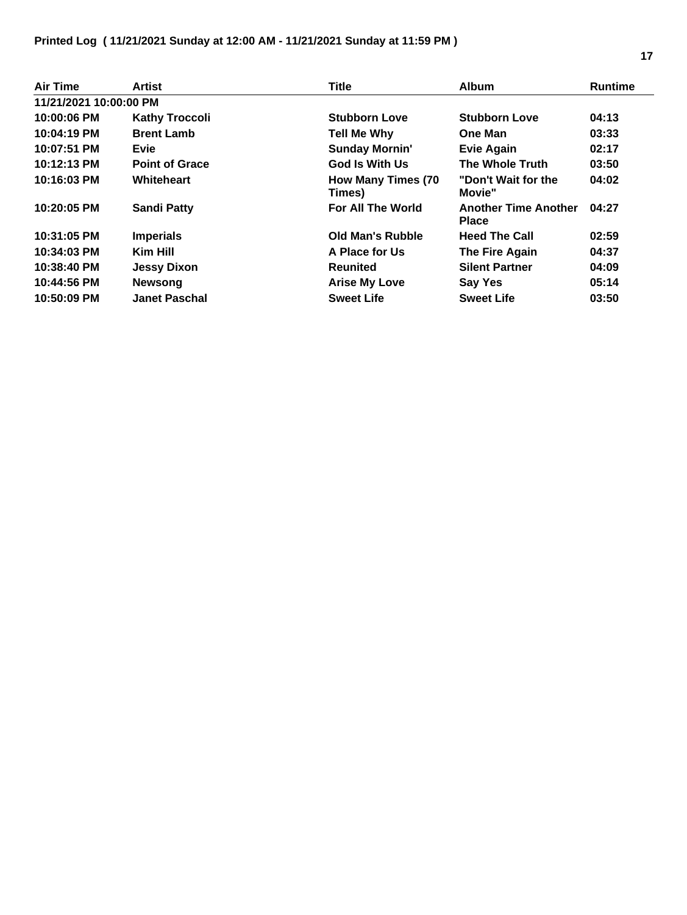**Printed Log ( 11/21/2021 Sunday at 12:00 AM - 11/21/2021 Sunday at 11:59 PM )**

| Air Time | Artist | Title | Album | Runtime |
|---|---|---|---|---|
| 11/21/2021 10:00:00 PM | | | | |
| 10:00:06 PM | Kathy Troccoli | Stubborn Love | Stubborn Love | 04:13 |
| 10:04:19 PM | Brent Lamb | Tell Me Why | One Man | 03:33 |
| 10:07:51 PM | Evie | Sunday Mornin' | Evie Again | 02:17 |
| 10:12:13 PM | Point of Grace | God Is With Us | The Whole Truth | 03:50 |
| 10:16:03 PM | Whiteheart | How Many Times (70 Times) | "Don't Wait for the Movie" | 04:02 |
| 10:20:05 PM | Sandi Patty | For All The World | Another Time Another Place | 04:27 |
| 10:31:05 PM | Imperials | Old Man's Rubble | Heed The Call | 02:59 |
| 10:34:03 PM | Kim Hill | A Place for Us | The Fire Again | 04:37 |
| 10:38:40 PM | Jessy Dixon | Reunited | Silent Partner | 04:09 |
| 10:44:56 PM | Newsong | Arise My Love | Say Yes | 05:14 |
| 10:50:09 PM | Janet Paschal | Sweet Life | Sweet Life | 03:50 |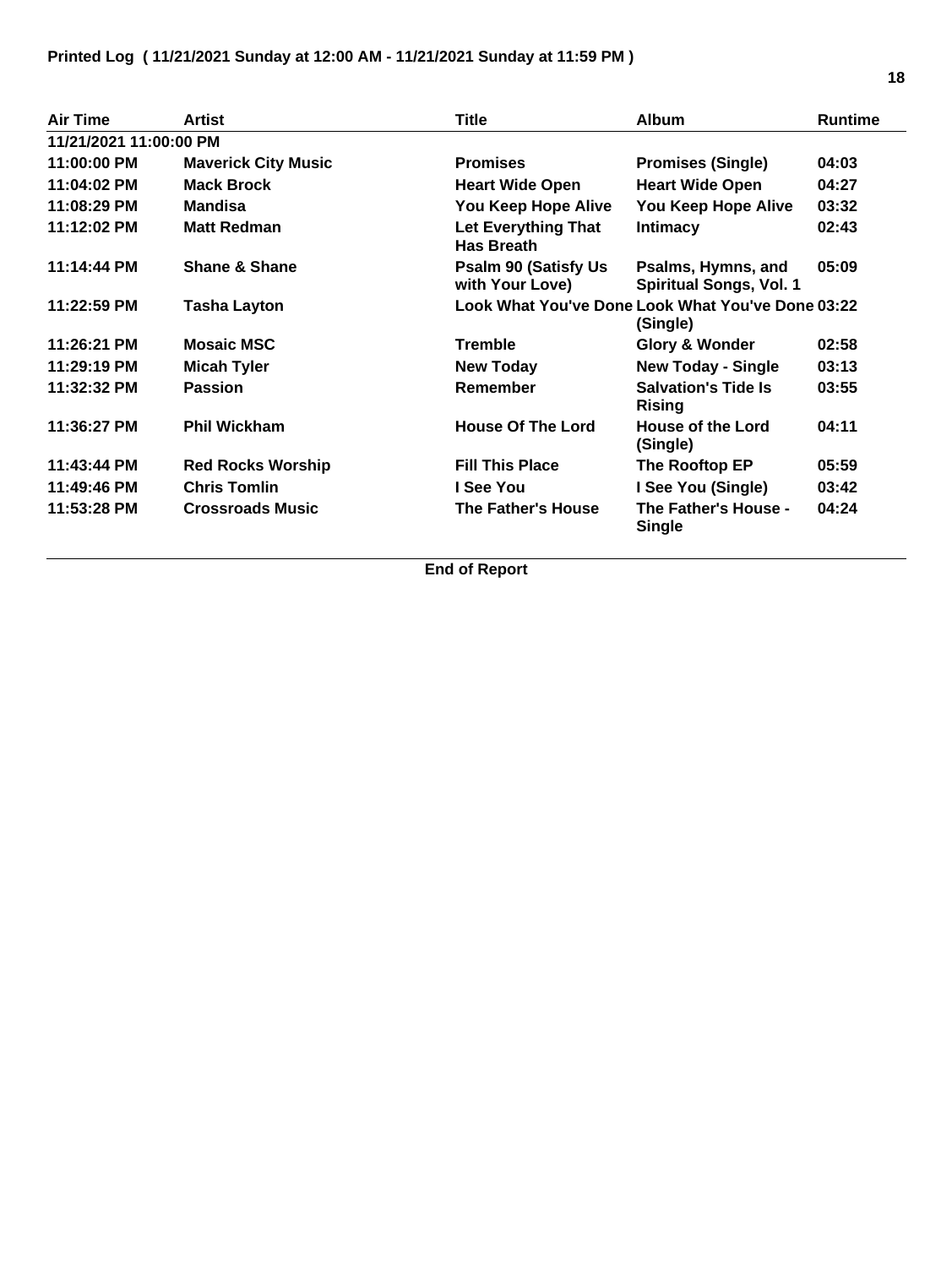**Printed Log ( 11/21/2021 Sunday at 12:00 AM - 11/21/2021 Sunday at 11:59 PM )**

| Air Time | Artist | Title | Album | Runtime |
|---|---|---|---|---|
| 11/21/2021 11:00:00 PM | | | | |
| 11:00:00 PM | Maverick City Music | Promises | Promises (Single) | 04:03 |
| 11:04:02 PM | Mack Brock | Heart Wide Open | Heart Wide Open | 04:27 |
| 11:08:29 PM | Mandisa | You Keep Hope Alive | You Keep Hope Alive | 03:32 |
| 11:12:02 PM | Matt Redman | Let Everything That Has Breath | Intimacy | 02:43 |
| 11:14:44 PM | Shane & Shane | Psalm 90 (Satisfy Us with Your Love) | Psalms, Hymns, and Spiritual Songs, Vol. 1 | 05:09 |
| 11:22:59 PM | Tasha Layton | Look What You've Done | Look What You've Done (Single) | 03:22 |
| 11:26:21 PM | Mosaic MSC | Tremble | Glory & Wonder | 02:58 |
| 11:29:19 PM | Micah Tyler | New Today | New Today - Single | 03:13 |
| 11:32:32 PM | Passion | Remember | Salvation's Tide Is Rising | 03:55 |
| 11:36:27 PM | Phil Wickham | House Of The Lord | House of the Lord (Single) | 04:11 |
| 11:43:44 PM | Red Rocks Worship | Fill This Place | The Rooftop EP | 05:59 |
| 11:49:46 PM | Chris Tomlin | I See You | I See You (Single) | 03:42 |
| 11:53:28 PM | Crossroads Music | The Father's House | The Father's House - Single | 04:24 |

**End of Report**